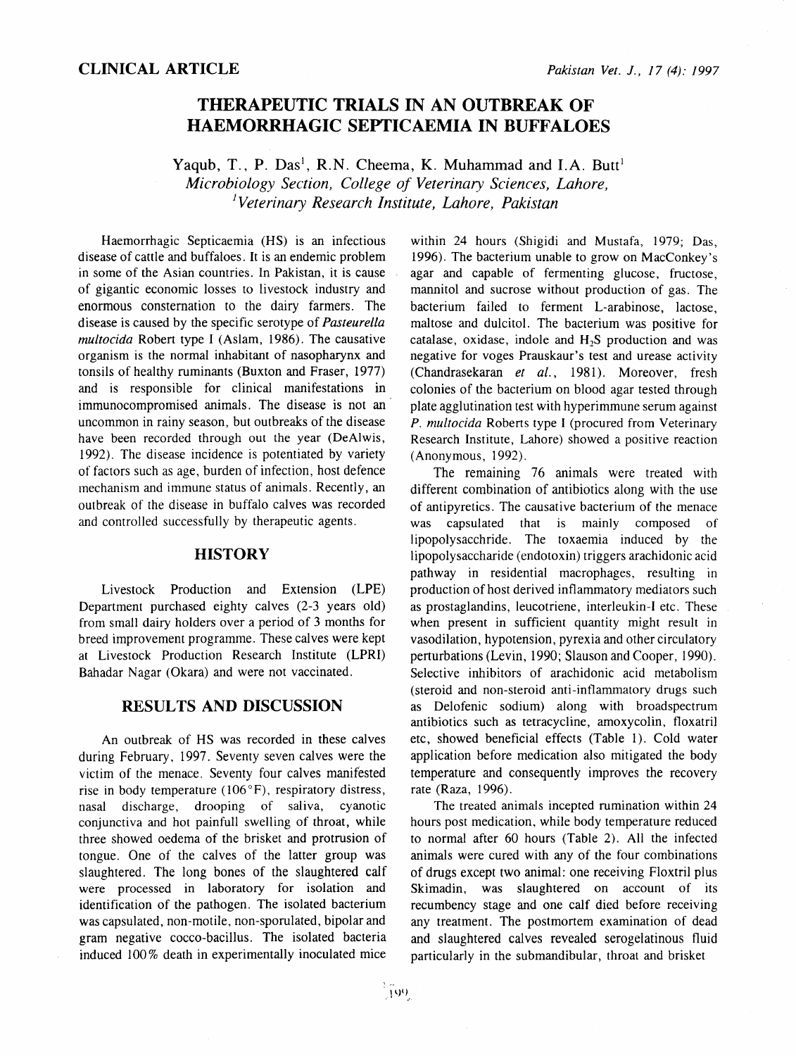**CLINICAL ARTICLE**

# THERAPEUTIC TRIALS IN AN OUTBREAK OF HAEMORRHAGIC SEPTICAEMIA IN BUFFALOES

Yaqub, T., P. Das[1], R.N. Cheema, K. Muhammad and I.A. Butt[1]

*Microbiology Section, College of Veterinary Sciences, Lahore,*
*[1]Veterinary Research Institute, Lahore, Pakistan*

Haemorrhagic Septicaemia (HS) is an infectious disease of cattle and buffaloes. It is an endemic problem in some of the Asian countries. In Pakistan, it is cause of gigantic economic losses to livestock industry and enormous consternation to the dairy farmers. The disease is caused by the specific serotype of *Pasteurella multocida* Robert type I (Aslam, 1986). The causative organism is the normal inhabitant of nasopharynx and tonsils of healthy ruminants (Buxton and Fraser, 1977) and is responsible for clinical manifestations in immunocompromised animals. The disease is not an uncommon in rainy season, but outbreaks of the disease have been recorded through out the year (DeAlwis, 1992). The disease incidence is potentiated by variety of factors such as age, burden of infection, host defence mechanism and immune status of animals. Recently, an outbreak of the disease in buffalo calves was recorded and controlled successfully by therapeutic agents.

## HISTORY

Livestock Production and Extension (LPE) Department purchased eighty calves (2-3 years old) from small dairy holders over a period of 3 months for breed improvement programme. These calves were kept at Livestock Production Research Institute (LPRI) Bahadar Nagar (Okara) and were not vaccinated.

## RESULTS AND DISCUSSION

An outbreak of HS was recorded in these calves during February, 1997. Seventy seven calves were the victim of the menace. Seventy four calves manifested rise in body temperature (106°F), respiratory distress, nasal discharge, drooping of saliva, cyanotic conjunctiva and hot painfull swelling of throat, while three showed oedema of the brisket and protrusion of tongue. One of the calves of the latter group was slaughtered. The long bones of the slaughtered calf were processed in laboratory for isolation and identification of the pathogen. The isolated bacterium was capsulated, non-motile, non-sporulated, bipolar and gram negative cocco-bacillus. The isolated bacteria induced 100% death in experimentally inoculated mice within 24 hours (Shigidi and Mustafa, 1979; Das, 1996). The bacterium unable to grow on MacConkey's agar and capable of fermenting glucose, fructose, mannitol and sucrose without production of gas. The bacterium failed to ferment L-arabinose, lactose, maltose and dulcitol. The bacterium was positive for catalase, oxidase, indole and $H_2S$ production and was negative for voges Prauskaur's test and urease activity (Chandrasekaran *et al.*, 1981). Moreover, fresh colonies of the bacterium on blood agar tested through plate agglutination test with hyperimmune serum against *P. multocida* Roberts type I (procured from Veterinary Research Institute, Lahore) showed a positive reaction (Anonymous, 1992).

The remaining 76 animals were treated with different combination of antibiotics along with the use of antipyretics. The causative bacterium of the menace was capsulated that is mainly composed of lipopolysacchride. The toxaemia induced by the lipopolysaccharide (endotoxin) triggers arachidonic acid pathway in residential macrophages, resulting in production of host derived inflammatory mediators such as prostaglandins, leucotriene, interleukin-I etc. These when present in sufficient quantity might result in vasodilation, hypotension, pyrexia and other circulatory perturbations (Levin, 1990; Slauson and Cooper, 1990). Selective inhibitors of arachidonic acid metabolism (steroid and non-steroid anti-inflammatory drugs such as Delofenic sodium) along with broadspectrum antibiotics such as tetracycline, amoxycolin, floxatril etc, showed beneficial effects (Table 1). Cold water application before medication also mitigated the body temperature and consequently improves the recovery rate (Raza, 1996).

The treated animals incepted rumination within 24 hours post medication, while body temperature reduced to normal after 60 hours (Table 2). All the infected animals were cured with any of the four combinations of drugs except two animal: one receiving Floxtril plus Skimadin, was slaughtered on account of its recumbency stage and one calf died before receiving any treatment. The postmortem examination of dead and slaughtered calves revealed serogelatinous fluid particularly in the submandibular, throat and brisket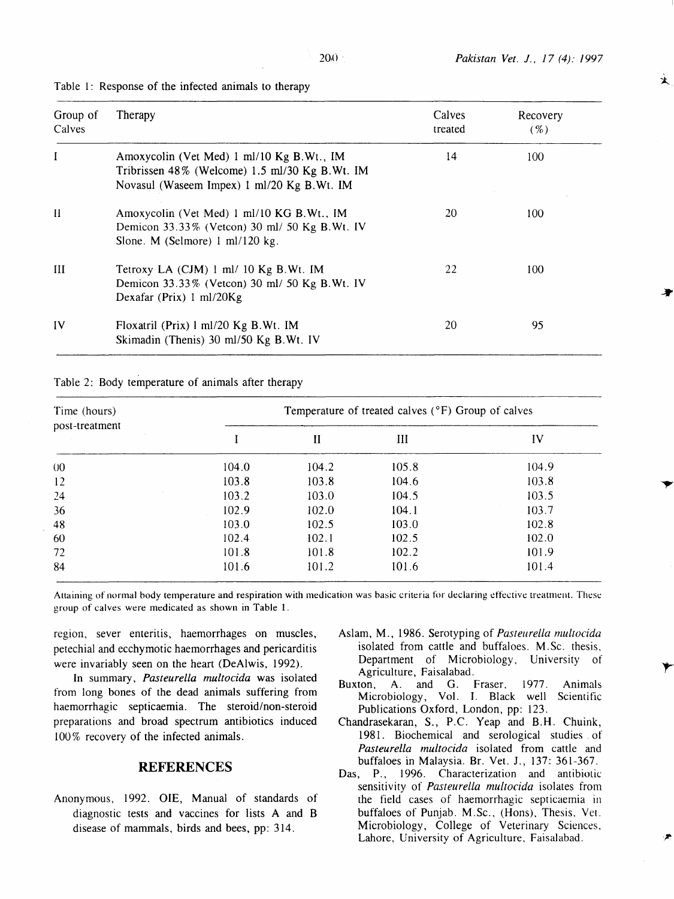Table 1: Response of the infected animals to therapy

| Group of Calves | Therapy | Calves treated | Recovery (%) |
|---|---|---|---|
| I | Amoxycolin (Vet Med) 1 ml/10 Kg B.Wt., IM<br>Tribrissen 48% (Welcome) 1.5 ml/30 Kg B.Wt. IM<br>Novasul (Waseem Impex) 1 ml/20 Kg B.Wt. IM | 14 | 100 |
| II | Amoxycolin (Vet Med) 1 ml/10 KG B.Wt., IM<br>Demicon 33.33% (Vetcon) 30 ml/ 50 Kg B.Wt. IV<br>Slone. M (Selmore) 1 ml/120 kg. | 20 | 100 |
| III | Tetroxy LA (CJM) 1 ml/ 10 Kg B.Wt. IM<br>Demicon 33.33% (Vetcon) 30 ml/ 50 Kg B.Wt. IV<br>Dexafar (Prix) 1 ml/20Kg | 22 | 100 |
| IV | Floxatril (Prix) 1 ml/20 Kg B.Wt. IM<br>Skimadin (Thenis) 30 ml/50 Kg B.Wt. IV | 20 | 95 |

Table 2: Body temperature of animals after therapy

| Time (hours) post-treatment | Temperature of treated calves (°F) Group of calves | | | |
|---|---|---|---|---|
| | I | II | III | IV |
| 00 | 104.0 | 104.2 | 105.8 | 104.9 |
| 12 | 103.8 | 103.8 | 104.6 | 103.8 |
| 24 | 103.2 | 103.0 | 104.5 | 103.5 |
| 36 | 102.9 | 102.0 | 104.1 | 103.7 |
| 48 | 103.0 | 102.5 | 103.0 | 102.8 |
| 60 | 102.4 | 102.1 | 102.5 | 102.0 |
| 72 | 101.8 | 101.8 | 102.2 | 101.9 |
| 84 | 101.6 | 101.2 | 101.6 | 101.4 |

Attaining of normal body temperature and respiration with medication was basic criteria for declaring effective treatment. These group of calves were medicated as shown in Table 1.

region, sever enteritis, haemorrhages on muscles, petechial and ecchymotic haemorrhages and pericarditis were invariably seen on the heart (DeAlwis, 1992).

In summary, *Pasteurella multocida* was isolated from long bones of the dead animals suffering from haemorrhagic septicaemia. The steroid/non-steroid preparations and broad spectrum antibiotics induced 100% recovery of the infected animals.

## REFERENCES

Anonymous, 1992. OIE, Manual of standards of diagnostic tests and vaccines for lists A and B disease of mammals, birds and bees, pp: 314.

Aslam, M., 1986. Serotyping of *Pasteurella multocida* isolated from cattle and buffaloes. M.Sc. thesis, Department of Microbiology, University of Agriculture, Faisalabad.

Buxton, A. and G. Fraser, 1977. Animals Microbiology, Vol. I. Black well Scientific Publications Oxford, London, pp: 123.

Chandrasekaran, S., P.C. Yeap and B.H. Chuink, 1981. Biochemical and serological studies of *Pasteurella multocida* isolated from cattle and buffaloes in Malaysia. Br. Vet. J., 137: 361-367.

Das, P., 1996. Characterization and antibiotic sensitivity of *Pasteurella multocida* isolates from the field cases of haemorrhagic septicaemia in buffaloes of Punjab. M.Sc., (Hons), Thesis, Vet. Microbiology, College of Veterinary Sciences, Lahore, University of Agriculture, Faisalabad.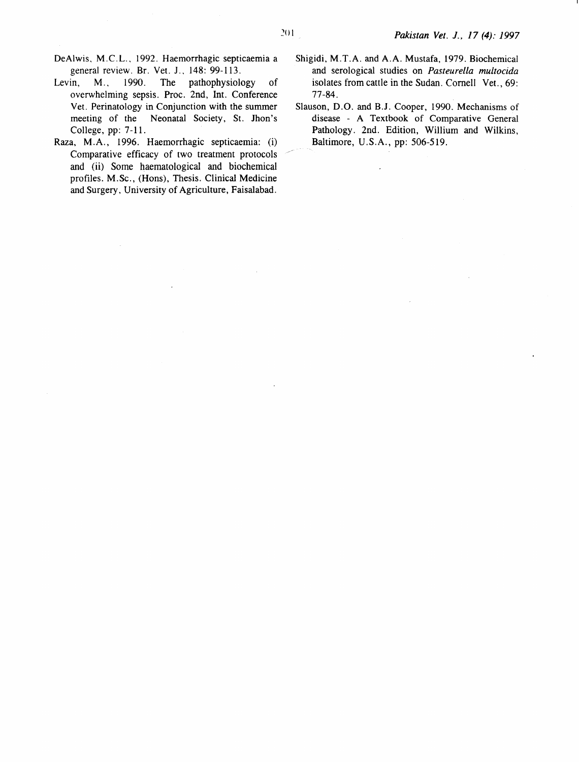DeAlwis, M.C.L., 1992. Haemorrhagic septicaemia a general review. Br. Vet. J., 148: 99-113.

Levin, M., 1990. The pathophysiology of overwhelming sepsis. Proc. 2nd, Int. Conference Vet. Perinatology in Conjunction with the summer meeting of the Neonatal Society, St. Jhon's College, pp: 7-11.

Raza, M.A., 1996. Haemorrhagic septicaemia: (i) Comparative efficacy of two treatment protocols and (ii) Some haematological and biochemical profiles. M.Sc., (Hons), Thesis. Clinical Medicine and Surgery, University of Agriculture, Faisalabad.

Shigidi, M.T.A. and A.A. Mustafa, 1979. Biochemical and serological studies on *Pasteurella multocida* isolates from cattle in the Sudan. Cornell Vet., 69: 77-84.

Slauson, D.O. and B.J. Cooper, 1990. Mechanisms of disease - A Textbook of Comparative General Pathology. 2nd. Edition, Willium and Wilkins, Baltimore, U.S.A., pp: 506-519.